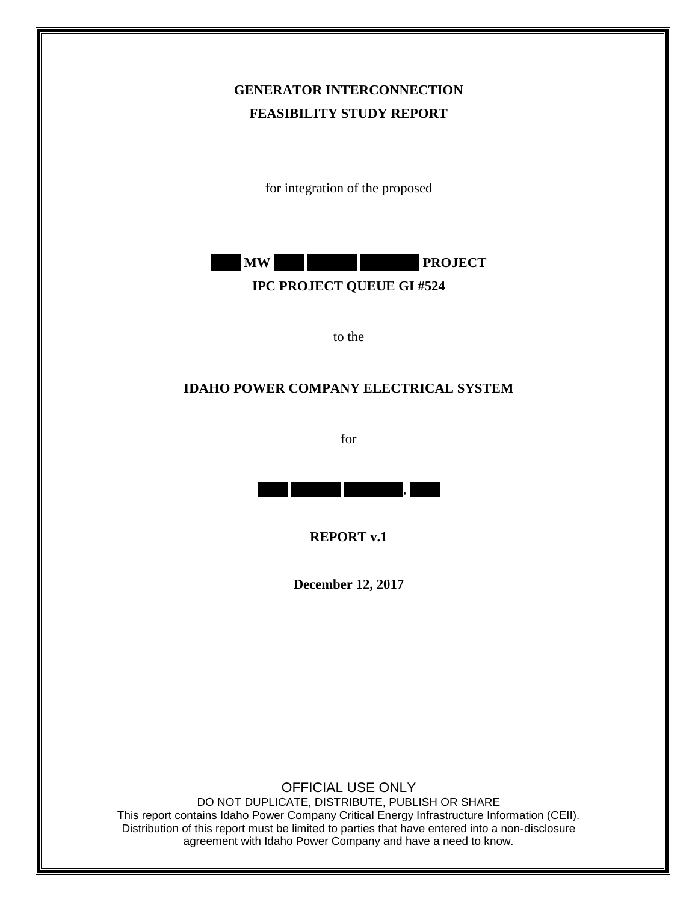**GENERATOR INTERCONNECTION**

**FEASIBILITY STUDY REPORT**

for integration of the proposed

**█ MW █ █ █ PROJECT**

**IPC PROJECT QUEUE GI #524**

to the

**IDAHO POWER COMPANY ELECTRICAL SYSTEM**

for

█ █ █, █

**REPORT v.1**

**December 12, 2017**

OFFICIAL USE ONLY

DO NOT DUPLICATE, DISTRIBUTE, PUBLISH OR SHARE

This report contains Idaho Power Company Critical Energy Infrastructure Information (CEII). Distribution of this report must be limited to parties that have entered into a non-disclosure agreement with Idaho Power Company and have a need to know.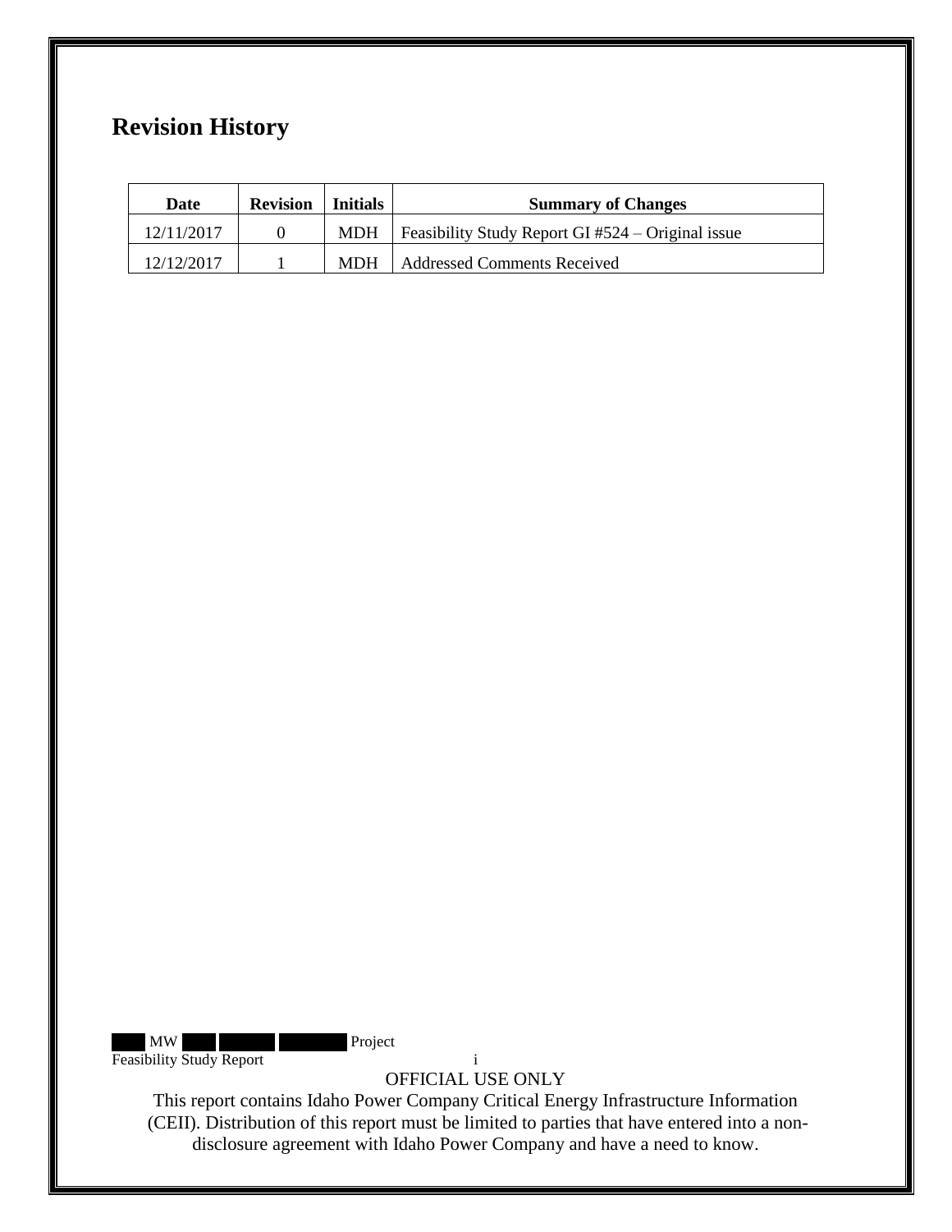## Revision History

| Date | Revision | Initials | Summary of Changes |
| --- | --- | --- | --- |
| 12/11/2017 | 0 | MDH | Feasibility Study Report GI #524 – Original issue |
| 12/12/2017 | 1 | MDH | Addressed Comments Received |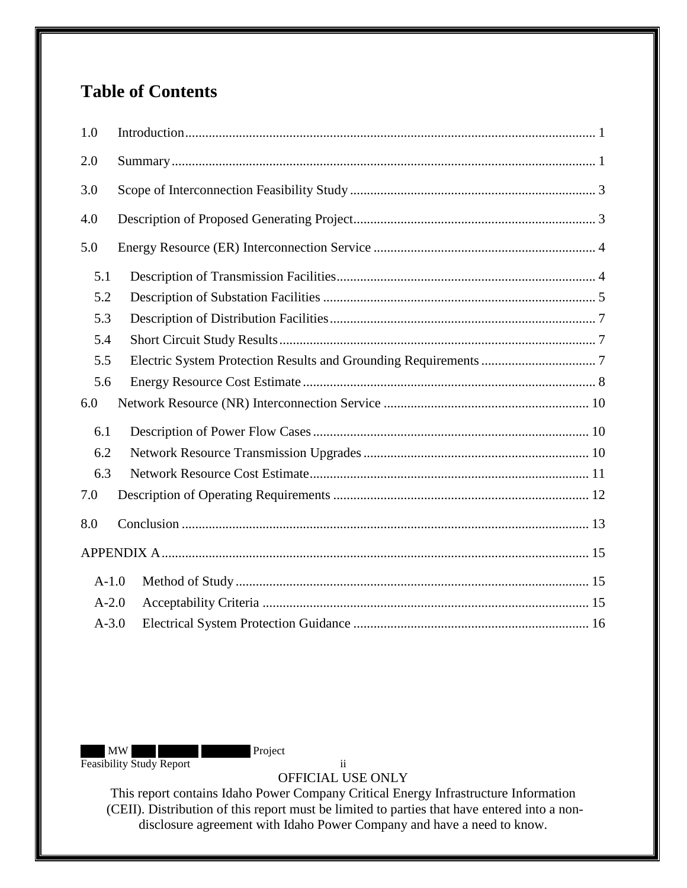# Table of Contents

1.0 Introduction ........................................................................................................................ 1

2.0 Summary ............................................................................................................................ 1

3.0 Scope of Interconnection Feasibility Study ........................................................................ 3

4.0 Description of Proposed Generating Project ...................................................................... 3

5.0 Energy Resource (ER) Interconnection Service ................................................................. 4

- 5.1 Description of Transmission Facilities ............................................................................ 4
- 5.2 Description of Substation Facilities ................................................................................ 5
- 5.3 Description of Distribution Facilities .............................................................................. 7
- 5.4 Short Circuit Study Results ............................................................................................ 7
- 5.5 Electric System Protection Results and Grounding Requirements .................................. 7
- 5.6 Energy Resource Cost Estimate ...................................................................................... 8

6.0 Network Resource (NR) Interconnection Service ............................................................ 10

- 6.1 Description of Power Flow Cases ................................................................................. 10
- 6.2 Network Resource Transmission Upgrades .................................................................. 10
- 6.3 Network Resource Cost Estimate .................................................................................. 11

7.0 Description of Operating Requirements ........................................................................... 12

8.0 Conclusion ....................................................................................................................... 13

APPENDIX A ............................................................................................................................ 15

- A-1.0 Method of Study ....................................................................................................... 15
- A-2.0 Acceptability Criteria ............................................................................................... 15
- A-3.0 Electrical System Protection Guidance .................................................................... 16

OFFICIAL USE ONLY

This report contains Idaho Power Company Critical Energy Infrastructure Information (CEII). Distribution of this report must be limited to parties that have entered into a non-disclosure agreement with Idaho Power Company and have a need to know.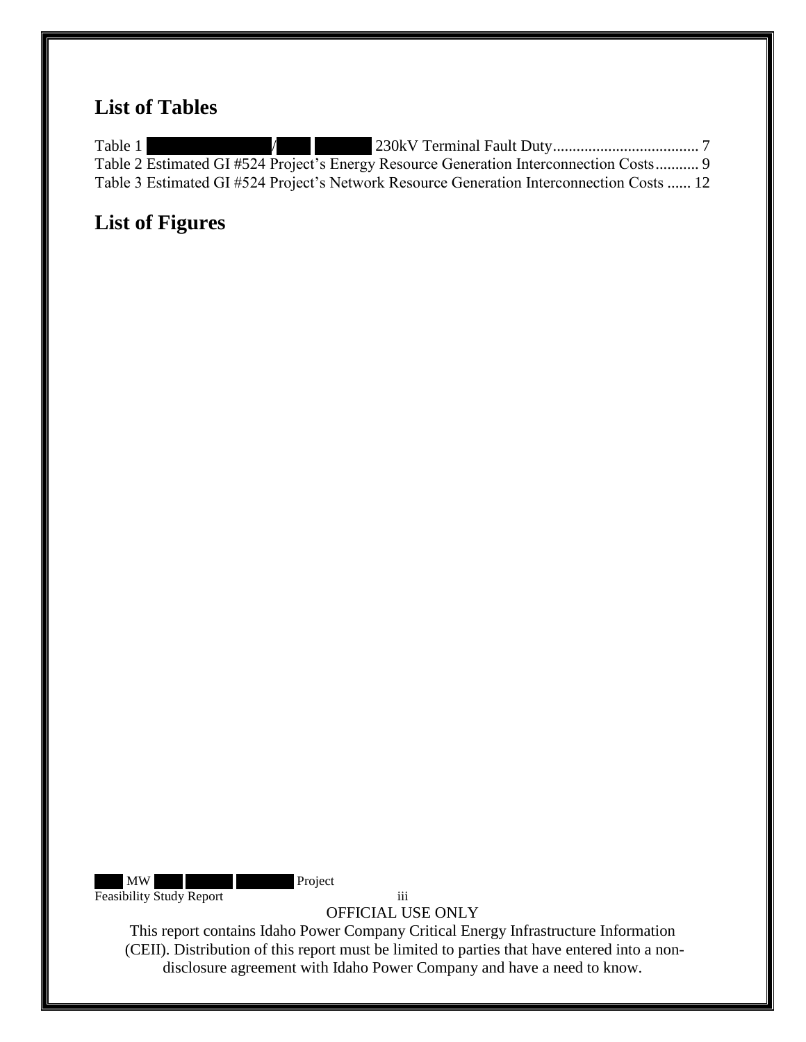## List of Tables

Table 1 ██████████/███ █████ 230kV Terminal Fault Duty..................................... 7
Table 2 Estimated GI #524 Project's Energy Resource Generation Interconnection Costs........... 9
Table 3 Estimated GI #524 Project's Network Resource Generation Interconnection Costs ...... 12

## List of Figures

OFFICIAL USE ONLY

This report contains Idaho Power Company Critical Energy Infrastructure Information (CEII). Distribution of this report must be limited to parties that have entered into a non-disclosure agreement with Idaho Power Company and have a need to know.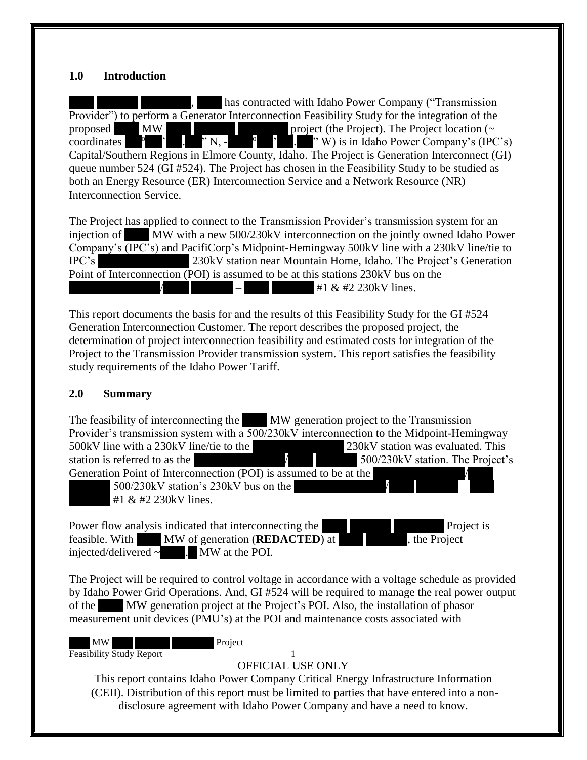## 1.0 Introduction

, has contracted with Idaho Power Company ("Transmission Provider") to perform a Generator Interconnection Feasibility Study for the integration of the proposed MW project (the Project). The Project location (~ coordinates ° ' . " N, - ° ' . " W) is in Idaho Power Company's (IPC's) Capital/Southern Regions in Elmore County, Idaho. The Project is Generation Interconnect (GI) queue number 524 (GI #524). The Project has chosen in the Feasibility Study to be studied as both an Energy Resource (ER) Interconnection Service and a Network Resource (NR) Interconnection Service.

The Project has applied to connect to the Transmission Provider's transmission system for an injection of MW with a new 500/230kV interconnection on the jointly owned Idaho Power Company's (IPC's) and PacifiCorp's Midpoint-Hemingway 500kV line with a 230kV line/tie to IPC's 230kV station near Mountain Home, Idaho. The Project's Generation Point of Interconnection (POI) is assumed to be at this stations 230kV bus on the / – #1 & #2 230kV lines.

This report documents the basis for and the results of this Feasibility Study for the GI #524 Generation Interconnection Customer. The report describes the proposed project, the determination of project interconnection feasibility and estimated costs for integration of the Project to the Transmission Provider transmission system. This report satisfies the feasibility study requirements of the Idaho Power Tariff.

## 2.0 Summary

The feasibility of interconnecting the MW generation project to the Transmission Provider's transmission system with a 500/230kV interconnection to the Midpoint-Hemingway 500kV line with a 230kV line/tie to the 230kV station was evaluated. This station is referred to as the / 500/230kV station. The Project's Generation Point of Interconnection (POI) is assumed to be at the / 500/230kV station's 230kV bus on the / – #1 & #2 230kV lines.

Power flow analysis indicated that interconnecting the Project is feasible. With MW of generation (**REDACTED**) at , the Project injected/delivered ~ . MW at the POI.

The Project will be required to control voltage in accordance with a voltage schedule as provided by Idaho Power Grid Operations. And, GI #524 will be required to manage the real power output of the MW generation project at the Project's POI. Also, the installation of phasor measurement unit devices (PMU's) at the POI and maintenance costs associated with

OFFICIAL USE ONLY

This report contains Idaho Power Company Critical Energy Infrastructure Information (CEII). Distribution of this report must be limited to parties that have entered into a non-disclosure agreement with Idaho Power Company and have a need to know.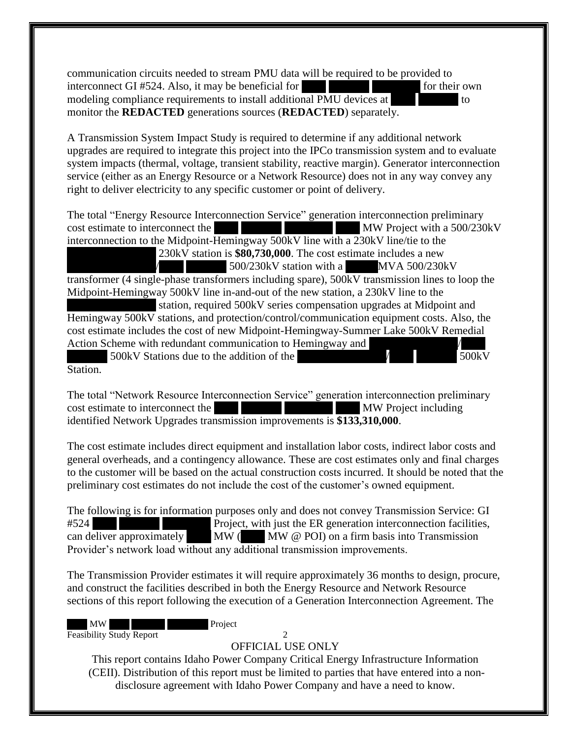communication circuits needed to stream PMU data will be required to be provided to interconnect GI #524. Also, it may be beneficial for for their own modeling compliance requirements to install additional PMU devices at to monitor the **REDACTED** generations sources (**REDACTED**) separately.

A Transmission System Impact Study is required to determine if any additional network upgrades are required to integrate this project into the IPCo transmission system and to evaluate system impacts (thermal, voltage, transient stability, reactive margin). Generator interconnection service (either as an Energy Resource or a Network Resource) does not in any way convey any right to deliver electricity to any specific customer or point of delivery.

The total "Energy Resource Interconnection Service" generation interconnection preliminary cost estimate to interconnect the MW Project with a 500/230kV interconnection to the Midpoint-Hemingway 500kV line with a 230kV line/tie to the 230kV station is **$80,730,000**. The cost estimate includes a new / 500/230kV station with a MVA 500/230kV transformer (4 single-phase transformers including spare), 500kV transmission lines to loop the Midpoint-Hemingway 500kV line in-and-out of the new station, a 230kV line to the station, required 500kV series compensation upgrades at Midpoint and Hemingway 500kV stations, and protection/control/communication equipment costs. Also, the cost estimate includes the cost of new Midpoint-Hemingway-Summer Lake 500kV Remedial Action Scheme with redundant communication to Hemingway and / 500kV Stations due to the addition of the / 500kV Station.

The total "Network Resource Interconnection Service" generation interconnection preliminary cost estimate to interconnect the MW Project including identified Network Upgrades transmission improvements is **$133,310,000**.

The cost estimate includes direct equipment and installation labor costs, indirect labor costs and general overheads, and a contingency allowance. These are cost estimates only and final charges to the customer will be based on the actual construction costs incurred. It should be noted that the preliminary cost estimates do not include the cost of the customer's owned equipment.

The following is for information purposes only and does not convey Transmission Service: GI #524 Project, with just the ER generation interconnection facilities, can deliver approximately MW ( MW @ POI) on a firm basis into Transmission Provider's network load without any additional transmission improvements.

The Transmission Provider estimates it will require approximately 36 months to design, procure, and construct the facilities described in both the Energy Resource and Network Resource sections of this report following the execution of a Generation Interconnection Agreement. The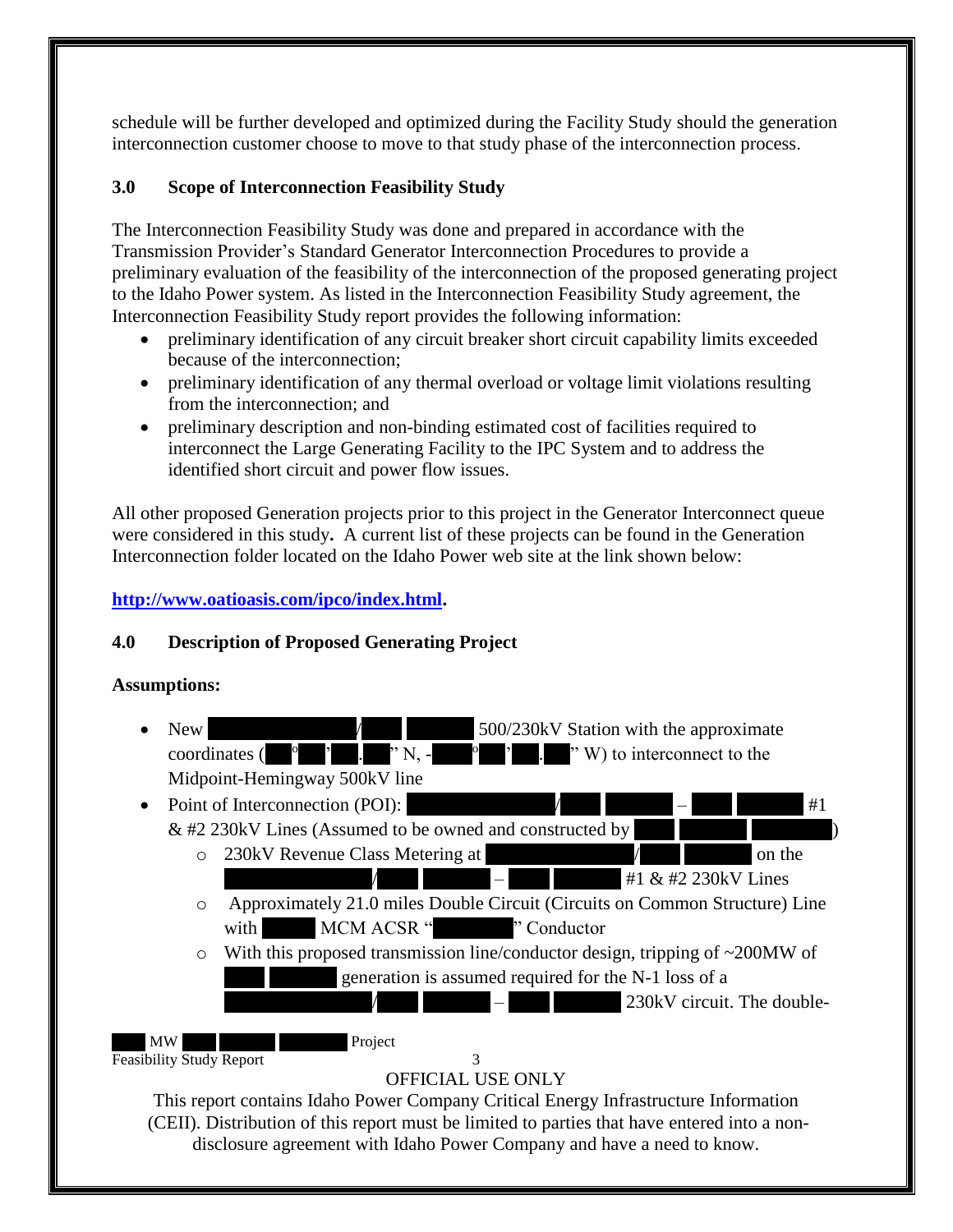schedule will be further developed and optimized during the Facility Study should the generation interconnection customer choose to move to that study phase of the interconnection process.

## 3.0 Scope of Interconnection Feasibility Study

The Interconnection Feasibility Study was done and prepared in accordance with the Transmission Provider's Standard Generator Interconnection Procedures to provide a preliminary evaluation of the feasibility of the interconnection of the proposed generating project to the Idaho Power system. As listed in the Interconnection Feasibility Study agreement, the Interconnection Feasibility Study report provides the following information:

- preliminary identification of any circuit breaker short circuit capability limits exceeded because of the interconnection;
- preliminary identification of any thermal overload or voltage limit violations resulting from the interconnection; and
- preliminary description and non-binding estimated cost of facilities required to interconnect the Large Generating Facility to the IPC System and to address the identified short circuit and power flow issues.

All other proposed Generation projects prior to this project in the Generator Interconnect queue were considered in this study**.** A current list of these projects can be found in the Generation Interconnection folder located on the Idaho Power web site at the link shown below:

**http://www.oatioasis.com/ipco/index.html.**

## 4.0 Description of Proposed Generating Project

**Assumptions:**

- New [REDACTED] / [REDACTED] 500/230kV Station with the approximate coordinates ([REDACTED]° [REDACTED]' [REDACTED].[REDACTED]" N, -[REDACTED]° [REDACTED]' [REDACTED].[REDACTED]" W) to interconnect to the Midpoint-Hemingway 500kV line
- Point of Interconnection (POI): [REDACTED] / [REDACTED] – [REDACTED] #1 & #2 230kV Lines (Assumed to be owned and constructed by [REDACTED])
  - 230kV Revenue Class Metering at [REDACTED] / [REDACTED] on the [REDACTED] / [REDACTED] – [REDACTED] #1 & #2 230kV Lines
  - Approximately 21.0 miles Double Circuit (Circuits on Common Structure) Line with [REDACTED] MCM ACSR "[REDACTED]" Conductor
  - With this proposed transmission line/conductor design, tripping of ~200MW of [REDACTED] generation is assumed required for the N-1 loss of a [REDACTED] / [REDACTED] – [REDACTED] 230kV circuit. The double-

OFFICIAL USE ONLY

This report contains Idaho Power Company Critical Energy Infrastructure Information (CEII). Distribution of this report must be limited to parties that have entered into a non-disclosure agreement with Idaho Power Company and have a need to know.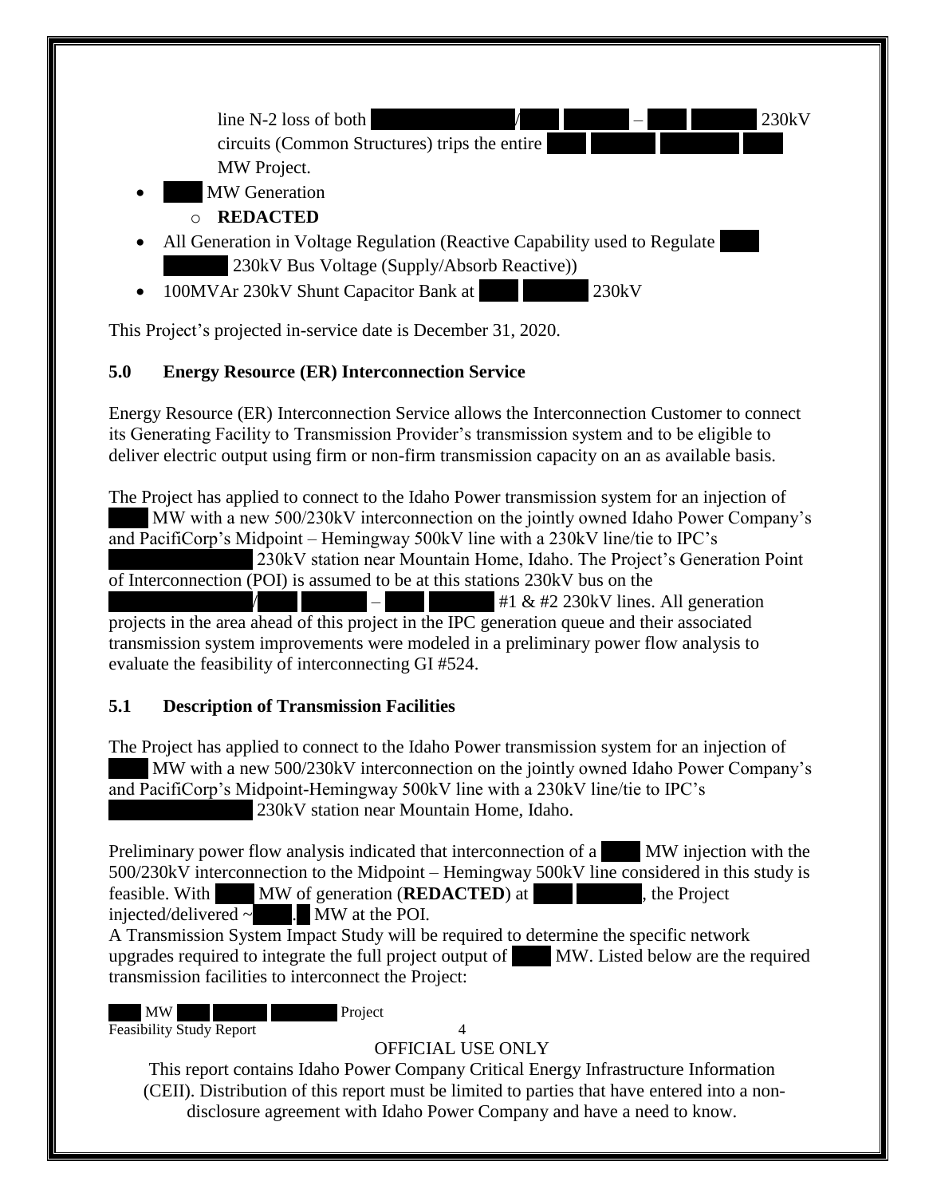line N-2 loss of both / – 230kV circuits (Common Structures) trips the entire MW Project.

- MW Generation
  - **REDACTED**
- All Generation in Voltage Regulation (Reactive Capability used to Regulate 230kV Bus Voltage (Supply/Absorb Reactive))
- 100MVAr 230kV Shunt Capacitor Bank at 230kV

This Project's projected in-service date is December 31, 2020.

## 5.0 Energy Resource (ER) Interconnection Service

Energy Resource (ER) Interconnection Service allows the Interconnection Customer to connect its Generating Facility to Transmission Provider's transmission system and to be eligible to deliver electric output using firm or non-firm transmission capacity on an as available basis.

The Project has applied to connect to the Idaho Power transmission system for an injection of MW with a new 500/230kV interconnection on the jointly owned Idaho Power Company's and PacifiCorp's Midpoint – Hemingway 500kV line with a 230kV line/tie to IPC's 230kV station near Mountain Home, Idaho. The Project's Generation Point of Interconnection (POI) is assumed to be at this stations 230kV bus on the / – #1 & #2 230kV lines. All generation projects in the area ahead of this project in the IPC generation queue and their associated transmission system improvements were modeled in a preliminary power flow analysis to evaluate the feasibility of interconnecting GI #524.

## 5.1 Description of Transmission Facilities

The Project has applied to connect to the Idaho Power transmission system for an injection of MW with a new 500/230kV interconnection on the jointly owned Idaho Power Company's and PacifiCorp's Midpoint-Hemingway 500kV line with a 230kV line/tie to IPC's 230kV station near Mountain Home, Idaho.

Preliminary power flow analysis indicated that interconnection of a MW injection with the 500/230kV interconnection to the Midpoint – Hemingway 500kV line considered in this study is feasible. With MW of generation (**REDACTED**) at , the Project injected/delivered ~ . MW at the POI.

A Transmission System Impact Study will be required to determine the specific network upgrades required to integrate the full project output of MW. Listed below are the required transmission facilities to interconnect the Project: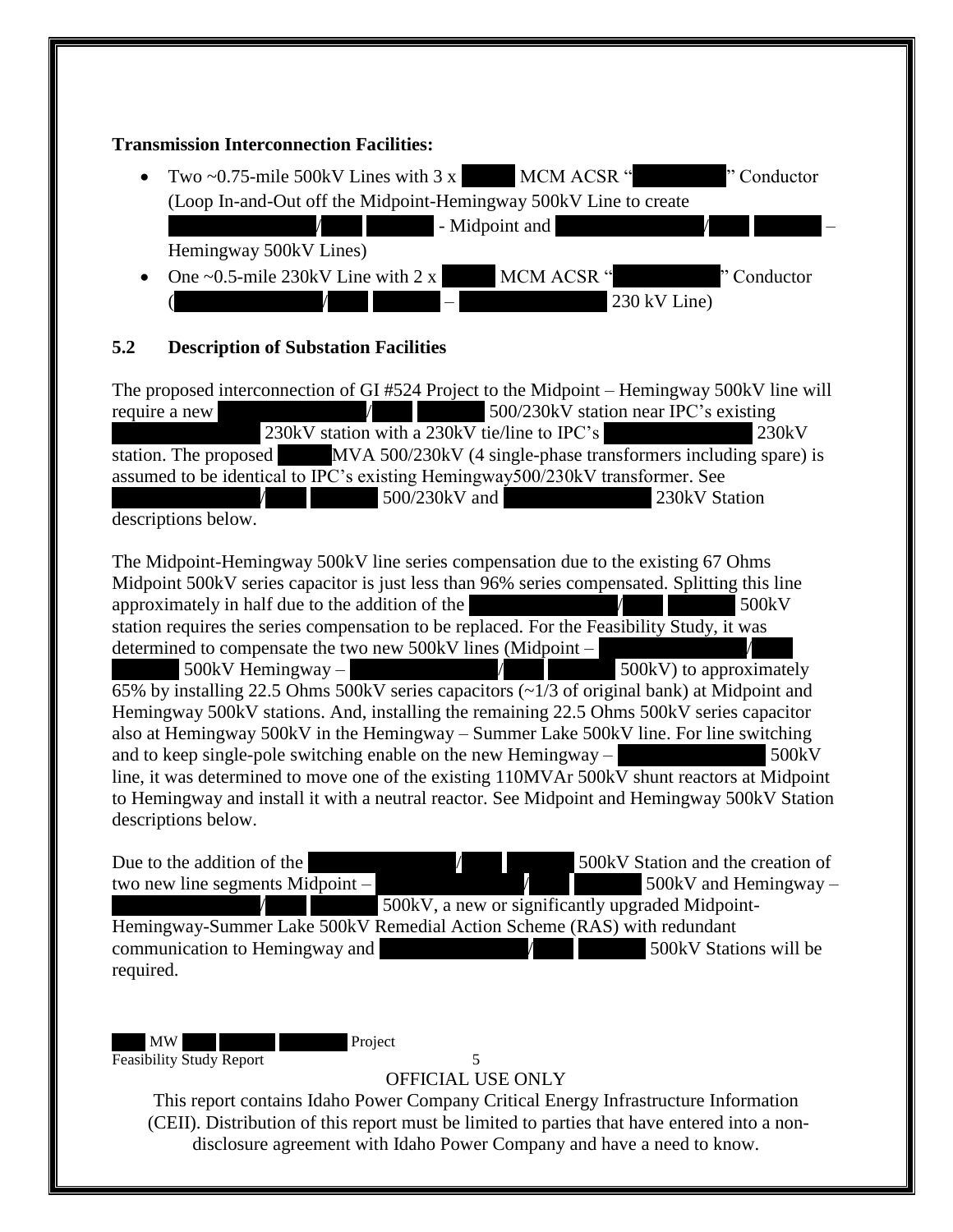**Transmission Interconnection Facilities:**

- Two ~0.75-mile 500kV Lines with 3 x MCM ACSR " " Conductor (Loop In-and-Out off the Midpoint-Hemingway 500kV Line to create / - Midpoint and / – Hemingway 500kV Lines)
- One ~0.5-mile 230kV Line with 2 x MCM ACSR " " Conductor ( / – 230 kV Line)

## 5.2 Description of Substation Facilities

The proposed interconnection of GI #524 Project to the Midpoint – Hemingway 500kV line will require a new / 500/230kV station near IPC's existing 230kV station with a 230kV tie/line to IPC's 230kV station. The proposed MVA 500/230kV (4 single-phase transformers including spare) is assumed to be identical to IPC's existing Hemingway500/230kV transformer. See / 500/230kV and 230kV Station descriptions below.

The Midpoint-Hemingway 500kV line series compensation due to the existing 67 Ohms Midpoint 500kV series capacitor is just less than 96% series compensated. Splitting this line approximately in half due to the addition of the / 500kV station requires the series compensation to be replaced. For the Feasibility Study, it was determined to compensate the two new 500kV lines (Midpoint – / 500kV Hemingway – / 500kV) to approximately 65% by installing 22.5 Ohms 500kV series capacitors (~1/3 of original bank) at Midpoint and Hemingway 500kV stations. And, installing the remaining 22.5 Ohms 500kV series capacitor also at Hemingway 500kV in the Hemingway – Summer Lake 500kV line. For line switching and to keep single-pole switching enable on the new Hemingway – 500kV line, it was determined to move one of the existing 110MVAr 500kV shunt reactors at Midpoint to Hemingway and install it with a neutral reactor. See Midpoint and Hemingway 500kV Station descriptions below.

Due to the addition of the / 500kV Station and the creation of two new line segments Midpoint – / 500kV and Hemingway – / 500kV, a new or significantly upgraded Midpoint-Hemingway-Summer Lake 500kV Remedial Action Scheme (RAS) with redundant communication to Hemingway and / 500kV Stations will be required.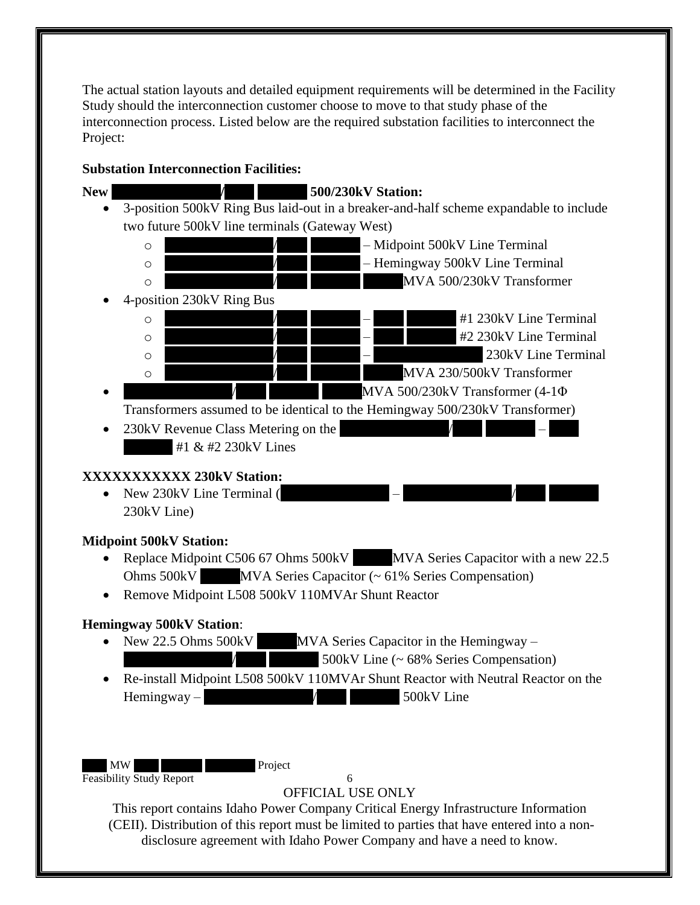The actual station layouts and detailed equipment requirements will be determined in the Facility Study should the interconnection customer choose to move to that study phase of the interconnection process. Listed below are the required substation facilities to interconnect the Project:

**Substation Interconnection Facilities:**

**New / 500/230kV Station:**

- 3-position 500kV Ring Bus laid-out in a breaker-and-half scheme expandable to include two future 500kV line terminals (Gateway West)
  - / – Midpoint 500kV Line Terminal
  - / – Hemingway 500kV Line Terminal
  - / MVA 500/230kV Transformer
- 4-position 230kV Ring Bus
  - / – #1 230kV Line Terminal
  - / – #2 230kV Line Terminal
  - / – 230kV Line Terminal
  - / MVA 230/500kV Transformer
- / MVA 500/230kV Transformer (4-1Φ Transformers assumed to be identical to the Hemingway 500/230kV Transformer)
- 230kV Revenue Class Metering on the / – #1 & #2 230kV Lines

**XXXXXXXXXXX 230kV Station:**

- New 230kV Line Terminal ( – / 230kV Line)

**Midpoint 500kV Station:**

- Replace Midpoint C506 67 Ohms 500kV MVA Series Capacitor with a new 22.5 Ohms 500kV MVA Series Capacitor (~ 61% Series Compensation)
- Remove Midpoint L508 500kV 110MVAr Shunt Reactor

**Hemingway 500kV Station**:

- New 22.5 Ohms 500kV MVA Series Capacitor in the Hemingway – / 500kV Line (~ 68% Series Compensation)
- Re-install Midpoint L508 500kV 110MVAr Shunt Reactor with Neutral Reactor on the Hemingway – / 500kV Line

OFFICIAL USE ONLY

This report contains Idaho Power Company Critical Energy Infrastructure Information (CEII). Distribution of this report must be limited to parties that have entered into a non-disclosure agreement with Idaho Power Company and have a need to know.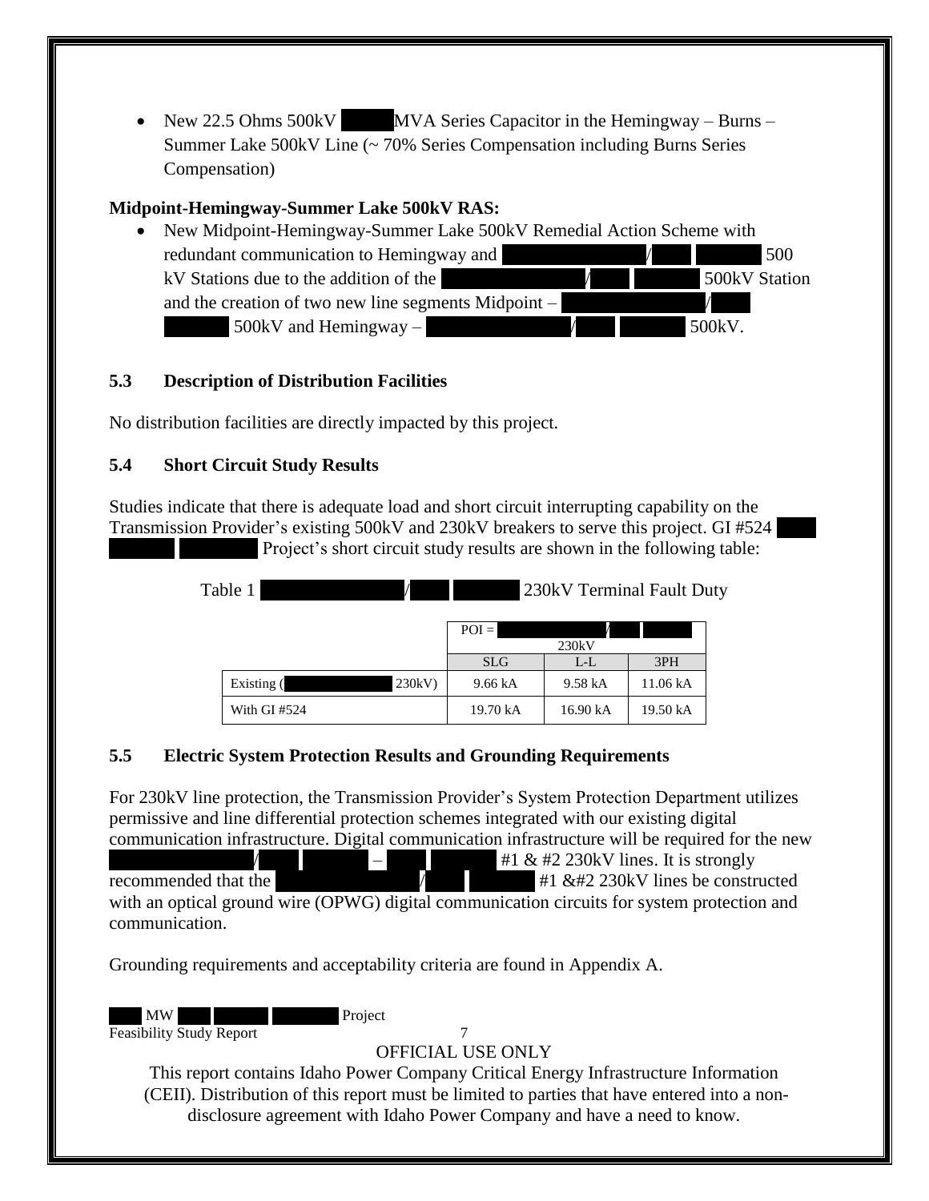- New 22.5 Ohms 500kV MVA Series Capacitor in the Hemingway – Burns – Summer Lake 500kV Line (~ 70% Series Compensation including Burns Series Compensation)

**Midpoint-Hemingway-Summer Lake 500kV RAS:**

- New Midpoint-Hemingway-Summer Lake 500kV Remedial Action Scheme with redundant communication to Hemingway and / 500 kV Stations due to the addition of the / 500kV Station and the creation of two new line segments Midpoint – / 500kV and Hemingway – / 500kV.

### 5.3 Description of Distribution Facilities

No distribution facilities are directly impacted by this project.

### 5.4 Short Circuit Study Results

Studies indicate that there is adequate load and short circuit interrupting capability on the Transmission Provider's existing 500kV and 230kV breakers to serve this project. GI #524 Project's short circuit study results are shown in the following table:

Table 1 / 230kV Terminal Fault Duty

| | POI = / 230kV | | |
|---|---|---|---|
| | SLG | L-L | 3PH |
| Existing ( 230kV) | 9.66 kA | 9.58 kA | 11.06 kA |
| With GI #524 | 19.70 kA | 16.90 kA | 19.50 kA |

### 5.5 Electric System Protection Results and Grounding Requirements

For 230kV line protection, the Transmission Provider's System Protection Department utilizes permissive and line differential protection schemes integrated with our existing digital communication infrastructure. Digital communication infrastructure will be required for the new / – #1 & #2 230kV lines. It is strongly recommended that the / #1 &#2 230kV lines be constructed with an optical ground wire (OPWG) digital communication circuits for system protection and communication.

Grounding requirements and acceptability criteria are found in Appendix A.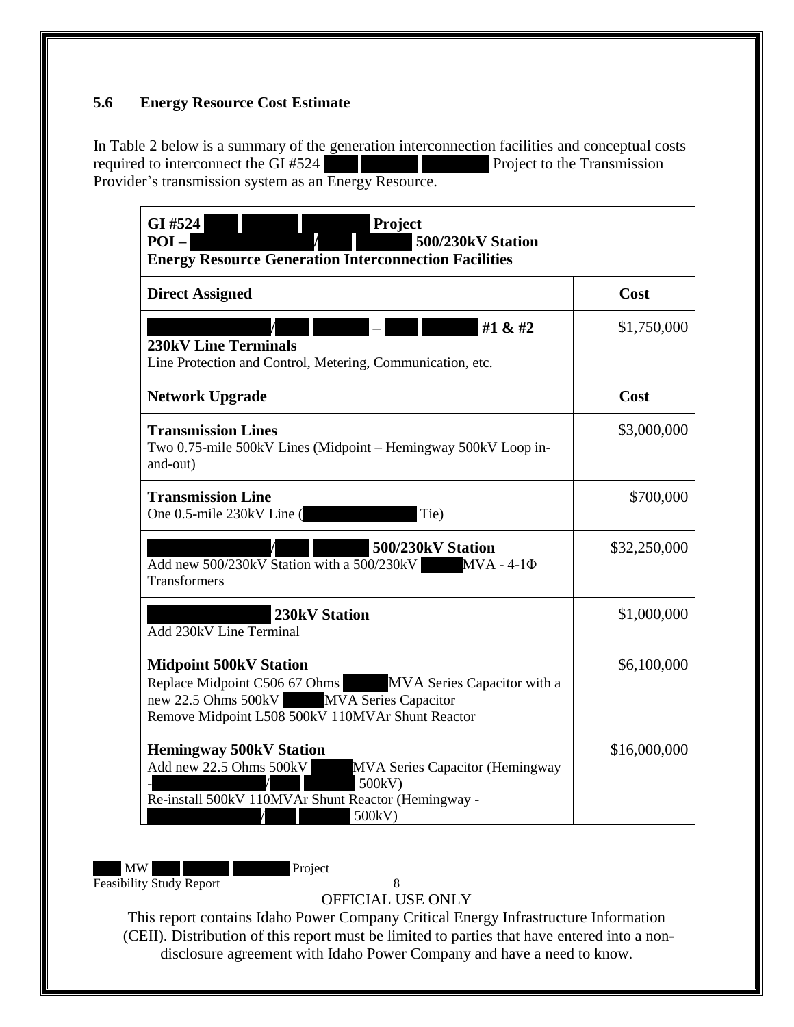### 5.6 Energy Resource Cost Estimate

In Table 2 below is a summary of the generation interconnection facilities and conceptual costs required to interconnect the GI #524 Project to the Transmission Provider's transmission system as an Energy Resource.

| **GI #524 Project**<br>**POI – / 500/230kV Station**<br>**Energy Resource Generation Interconnection Facilities** | |
|---|---|
| **Direct Assigned** | **Cost** |
| **/ – #1 & #2 230kV Line Terminals**<br>Line Protection and Control, Metering, Communication, etc. | $1,750,000 |
| **Network Upgrade** | **Cost** |
| **Transmission Lines**<br>Two 0.75-mile 500kV Lines (Midpoint – Hemingway 500kV Loop in-and-out) | $3,000,000 |
| **Transmission Line**<br>One 0.5-mile 230kV Line ( Tie) | $700,000 |
| **/ 500/230kV Station**<br>Add new 500/230kV Station with a 500/230kV MVA - 4-1Φ Transformers | $32,250,000 |
| **230kV Station**<br>Add 230kV Line Terminal | $1,000,000 |
| **Midpoint 500kV Station**<br>Replace Midpoint C506 67 Ohms MVA Series Capacitor with a new 22.5 Ohms 500kV MVA Series Capacitor<br>Remove Midpoint L508 500kV 110MVAr Shunt Reactor | $6,100,000 |
| **Hemingway 500kV Station**<br>Add new 22.5 Ohms 500kV MVA Series Capacitor (Hemingway - / 500kV)<br>Re-install 500kV 110MVAr Shunt Reactor (Hemingway - / 500kV) | $16,000,000 |

OFFICIAL USE ONLY

This report contains Idaho Power Company Critical Energy Infrastructure Information (CEII). Distribution of this report must be limited to parties that have entered into a non-disclosure agreement with Idaho Power Company and have a need to know.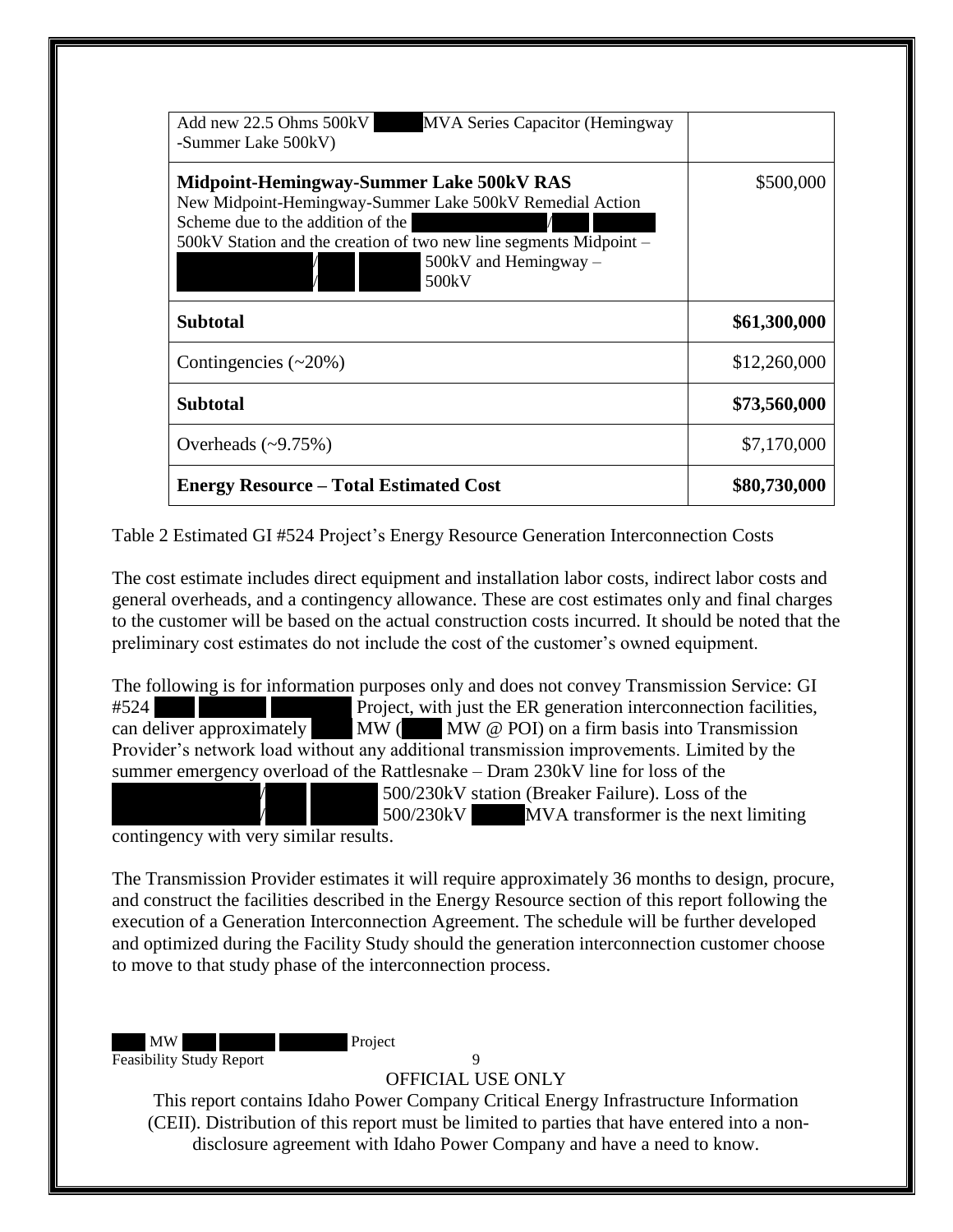| | |
|---|---|
| Add new 22.5 Ohms 500kV MVA Series Capacitor (Hemingway -Summer Lake 500kV) | |
| **Midpoint-Hemingway-Summer Lake 500kV RAS** New Midpoint-Hemingway-Summer Lake 500kV Remedial Action Scheme due to the addition of the / 500kV Station and the creation of two new line segments Midpoint – / 500kV and Hemingway – / 500kV | \$500,000 |
| **Subtotal** | **\$61,300,000** |
| Contingencies (~20%) | \$12,260,000 |
| **Subtotal** | **\$73,560,000** |
| Overheads (~9.75%) | \$7,170,000 |
| **Energy Resource – Total Estimated Cost** | **\$80,730,000** |

Table 2 Estimated GI #524 Project's Energy Resource Generation Interconnection Costs

The cost estimate includes direct equipment and installation labor costs, indirect labor costs and general overheads, and a contingency allowance. These are cost estimates only and final charges to the customer will be based on the actual construction costs incurred. It should be noted that the preliminary cost estimates do not include the cost of the customer's owned equipment.

The following is for information purposes only and does not convey Transmission Service: GI #524 Project, with just the ER generation interconnection facilities, can deliver approximately MW ( MW @ POI) on a firm basis into Transmission Provider's network load without any additional transmission improvements. Limited by the summer emergency overload of the Rattlesnake – Dram 230kV line for loss of the / 500/230kV station (Breaker Failure). Loss of the / 500/230kV MVA transformer is the next limiting contingency with very similar results.

The Transmission Provider estimates it will require approximately 36 months to design, procure, and construct the facilities described in the Energy Resource section of this report following the execution of a Generation Interconnection Agreement. The schedule will be further developed and optimized during the Facility Study should the generation interconnection customer choose to move to that study phase of the interconnection process.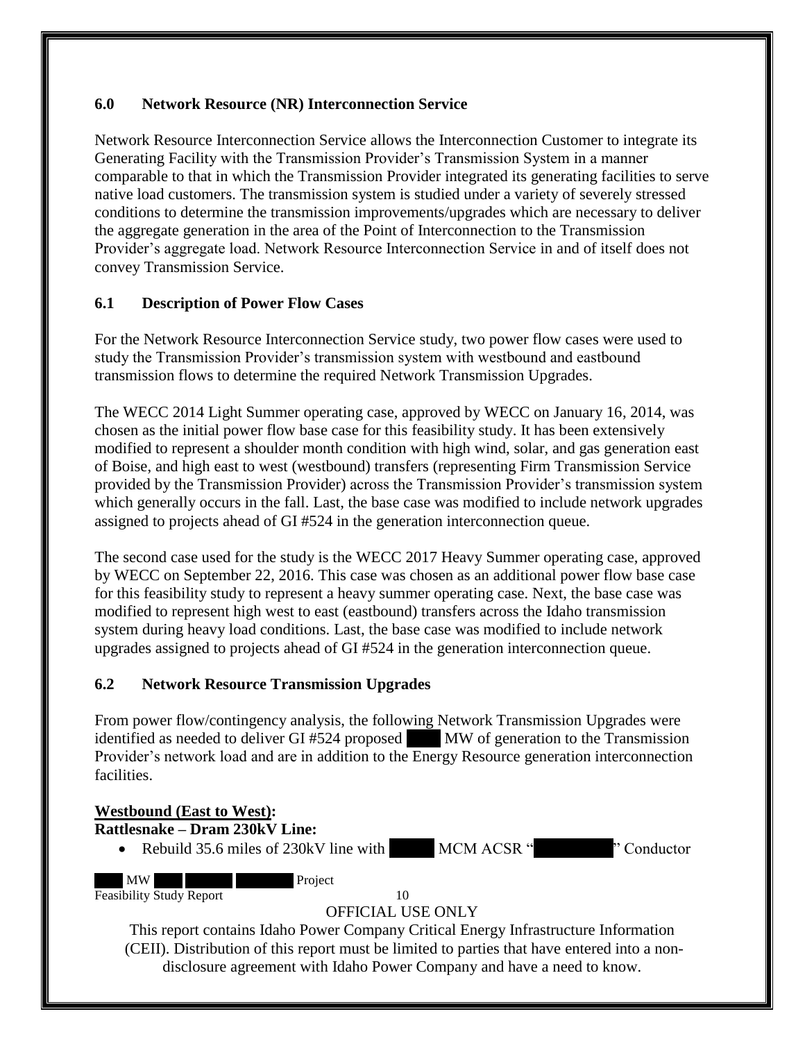## 6.0 Network Resource (NR) Interconnection Service

Network Resource Interconnection Service allows the Interconnection Customer to integrate its Generating Facility with the Transmission Provider's Transmission System in a manner comparable to that in which the Transmission Provider integrated its generating facilities to serve native load customers. The transmission system is studied under a variety of severely stressed conditions to determine the transmission improvements/upgrades which are necessary to deliver the aggregate generation in the area of the Point of Interconnection to the Transmission Provider's aggregate load. Network Resource Interconnection Service in and of itself does not convey Transmission Service.

### 6.1 Description of Power Flow Cases

For the Network Resource Interconnection Service study, two power flow cases were used to study the Transmission Provider's transmission system with westbound and eastbound transmission flows to determine the required Network Transmission Upgrades.

The WECC 2014 Light Summer operating case, approved by WECC on January 16, 2014, was chosen as the initial power flow base case for this feasibility study. It has been extensively modified to represent a shoulder month condition with high wind, solar, and gas generation east of Boise, and high east to west (westbound) transfers (representing Firm Transmission Service provided by the Transmission Provider) across the Transmission Provider's transmission system which generally occurs in the fall. Last, the base case was modified to include network upgrades assigned to projects ahead of GI #524 in the generation interconnection queue.

The second case used for the study is the WECC 2017 Heavy Summer operating case, approved by WECC on September 22, 2016. This case was chosen as an additional power flow base case for this feasibility study to represent a heavy summer operating case. Next, the base case was modified to represent high west to east (eastbound) transfers across the Idaho transmission system during heavy load conditions. Last, the base case was modified to include network upgrades assigned to projects ahead of GI #524 in the generation interconnection queue.

### 6.2 Network Resource Transmission Upgrades

From power flow/contingency analysis, the following Network Transmission Upgrades were identified as needed to deliver GI #524 proposed [REDACTED] MW of generation to the Transmission Provider's network load and are in addition to the Energy Resource generation interconnection facilities.

**Westbound (East to West):**

**Rattlesnake – Dram 230kV Line:**

- Rebuild 35.6 miles of 230kV line with [REDACTED] MCM ACSR "[REDACTED]" Conductor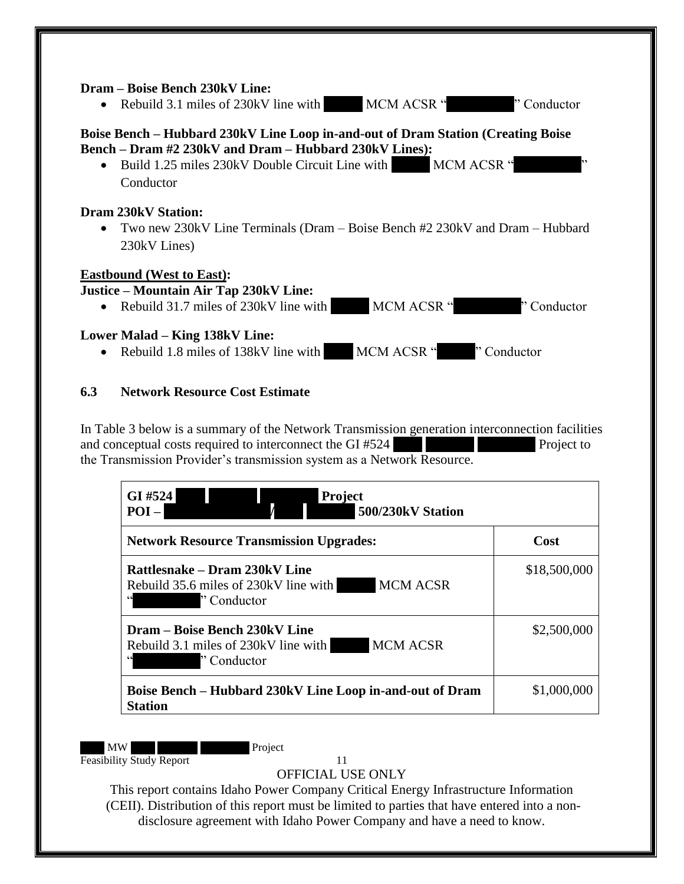**Dram – Boise Bench 230kV Line:**

- Rebuild 3.1 miles of 230kV line with MCM ACSR " " Conductor

**Boise Bench – Hubbard 230kV Line Loop in-and-out of Dram Station (Creating Boise Bench – Dram #2 230kV and Dram – Hubbard 230kV Lines):**

- Build 1.25 miles 230kV Double Circuit Line with MCM ACSR " " Conductor

**Dram 230kV Station:**

- Two new 230kV Line Terminals (Dram – Boise Bench #2 230kV and Dram – Hubbard 230kV Lines)

**Eastbound (West to East):**

**Justice – Mountain Air Tap 230kV Line:**

- Rebuild 31.7 miles of 230kV line with MCM ACSR " " Conductor

**Lower Malad – King 138kV Line:**

- Rebuild 1.8 miles of 138kV line with MCM ACSR " " Conductor

### 6.3 Network Resource Cost Estimate

In Table 3 below is a summary of the Network Transmission generation interconnection facilities and conceptual costs required to interconnect the GI #524 Project to the Transmission Provider's transmission system as a Network Resource.

| **GI #524 Project**<br>**POI – / 500/230kV Station** | |
|---|---|
| **Network Resource Transmission Upgrades:** | **Cost** |
| **Rattlesnake – Dram 230kV Line**<br>Rebuild 35.6 miles of 230kV line with MCM ACSR " " Conductor | $18,500,000 |
| **Dram – Boise Bench 230kV Line**<br>Rebuild 3.1 miles of 230kV line with MCM ACSR " " Conductor | $2,500,000 |
| **Boise Bench – Hubbard 230kV Line Loop in-and-out of Dram Station** | $1,000,000 |

OFFICIAL USE ONLY

This report contains Idaho Power Company Critical Energy Infrastructure Information (CEII). Distribution of this report must be limited to parties that have entered into a non-disclosure agreement with Idaho Power Company and have a need to know.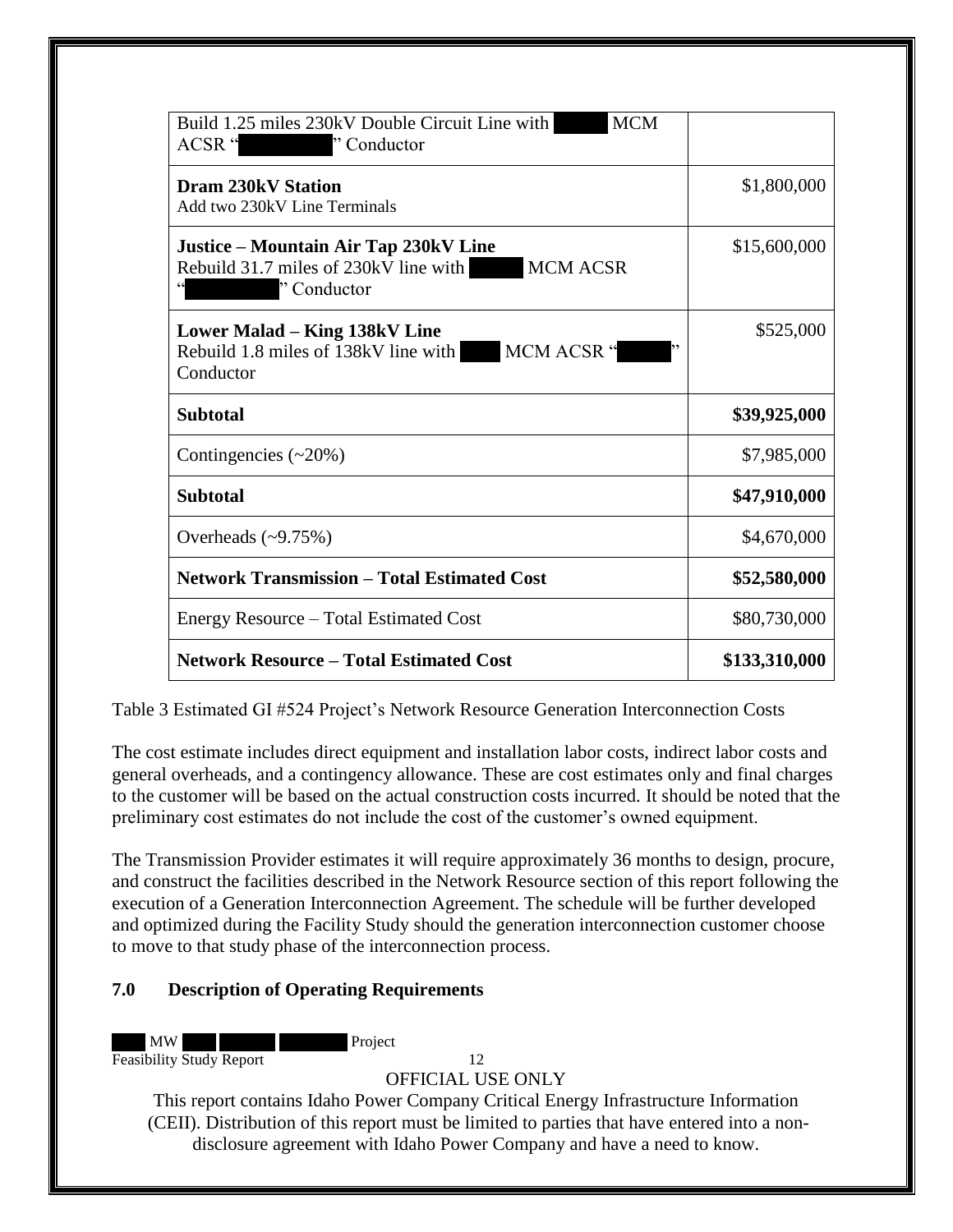| | |
|---|---|
| Build 1.25 miles 230kV Double Circuit Line with MCM ACSR " " Conductor | |
| **Dram 230kV Station**<br>Add two 230kV Line Terminals | $1,800,000 |
| **Justice – Mountain Air Tap 230kV Line**<br>Rebuild 31.7 miles of 230kV line with MCM ACSR " " Conductor | $15,600,000 |
| **Lower Malad – King 138kV Line**<br>Rebuild 1.8 miles of 138kV line with MCM ACSR " " Conductor | $525,000 |
| **Subtotal** | **$39,925,000** |
| Contingencies (~20%) | $7,985,000 |
| **Subtotal** | **$47,910,000** |
| Overheads (~9.75%) | $4,670,000 |
| **Network Transmission – Total Estimated Cost** | **$52,580,000** |
| Energy Resource – Total Estimated Cost | $80,730,000 |
| **Network Resource – Total Estimated Cost** | **$133,310,000** |

Table 3 Estimated GI #524 Project's Network Resource Generation Interconnection Costs

The cost estimate includes direct equipment and installation labor costs, indirect labor costs and general overheads, and a contingency allowance. These are cost estimates only and final charges to the customer will be based on the actual construction costs incurred. It should be noted that the preliminary cost estimates do not include the cost of the customer's owned equipment.

The Transmission Provider estimates it will require approximately 36 months to design, procure, and construct the facilities described in the Network Resource section of this report following the execution of a Generation Interconnection Agreement. The schedule will be further developed and optimized during the Facility Study should the generation interconnection customer choose to move to that study phase of the interconnection process.

## 7.0 Description of Operating Requirements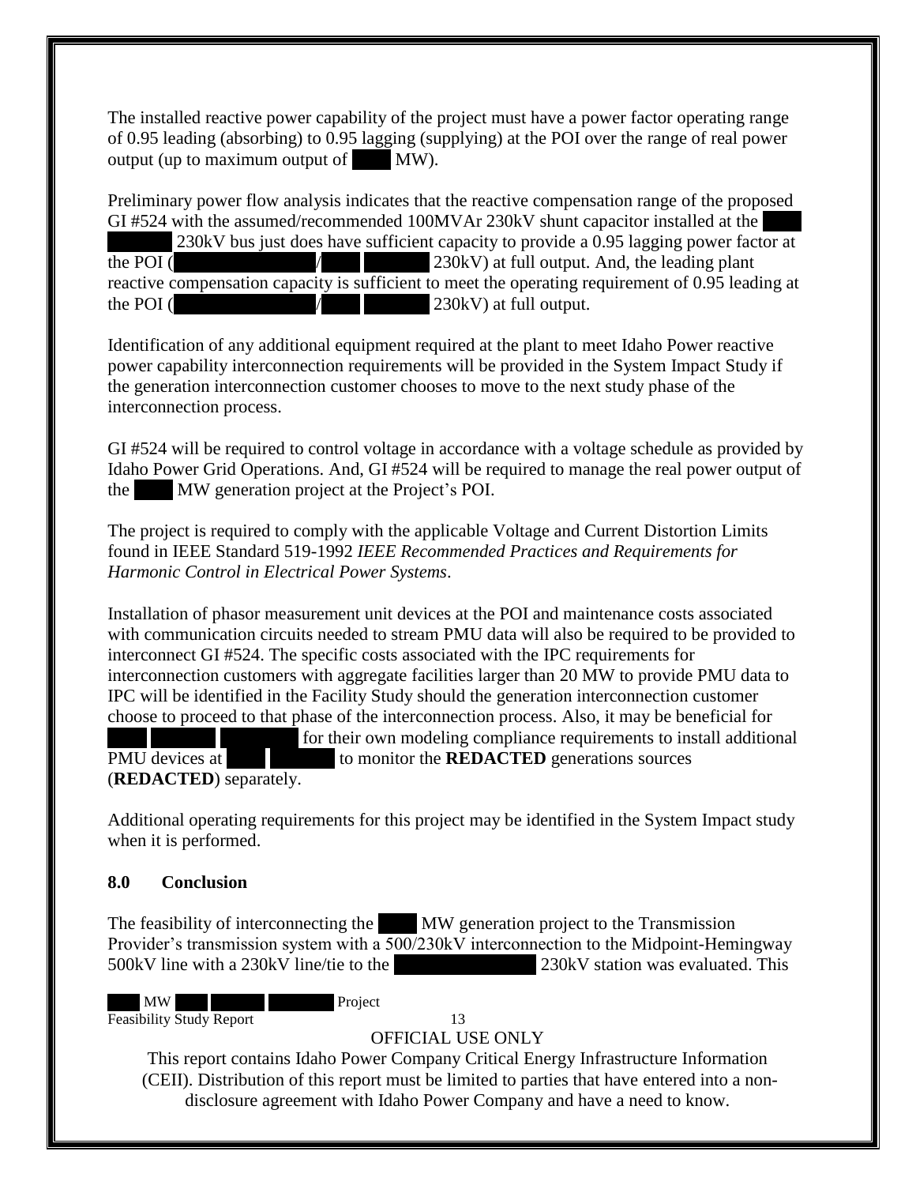The installed reactive power capability of the project must have a power factor operating range of 0.95 leading (absorbing) to 0.95 lagging (supplying) at the POI over the range of real power output (up to maximum output of MW).

Preliminary power flow analysis indicates that the reactive compensation range of the proposed GI #524 with the assumed/recommended 100MVAr 230kV shunt capacitor installed at the 230kV bus just does have sufficient capacity to provide a 0.95 lagging power factor at the POI ( / 230kV) at full output. And, the leading plant reactive compensation capacity is sufficient to meet the operating requirement of 0.95 leading at the POI ( / 230kV) at full output.

Identification of any additional equipment required at the plant to meet Idaho Power reactive power capability interconnection requirements will be provided in the System Impact Study if the generation interconnection customer chooses to move to the next study phase of the interconnection process.

GI #524 will be required to control voltage in accordance with a voltage schedule as provided by Idaho Power Grid Operations. And, GI #524 will be required to manage the real power output of the MW generation project at the Project's POI.

The project is required to comply with the applicable Voltage and Current Distortion Limits found in IEEE Standard 519-1992 *IEEE Recommended Practices and Requirements for Harmonic Control in Electrical Power Systems*.

Installation of phasor measurement unit devices at the POI and maintenance costs associated with communication circuits needed to stream PMU data will also be required to be provided to interconnect GI #524. The specific costs associated with the IPC requirements for interconnection customers with aggregate facilities larger than 20 MW to provide PMU data to IPC will be identified in the Facility Study should the generation interconnection customer choose to proceed to that phase of the interconnection process. Also, it may be beneficial for for their own modeling compliance requirements to install additional PMU devices at to monitor the **REDACTED** generations sources (**REDACTED**) separately.

Additional operating requirements for this project may be identified in the System Impact study when it is performed.

## 8.0 Conclusion

The feasibility of interconnecting the MW generation project to the Transmission Provider's transmission system with a 500/230kV interconnection to the Midpoint-Hemingway 500kV line with a 230kV line/tie to the 230kV station was evaluated. This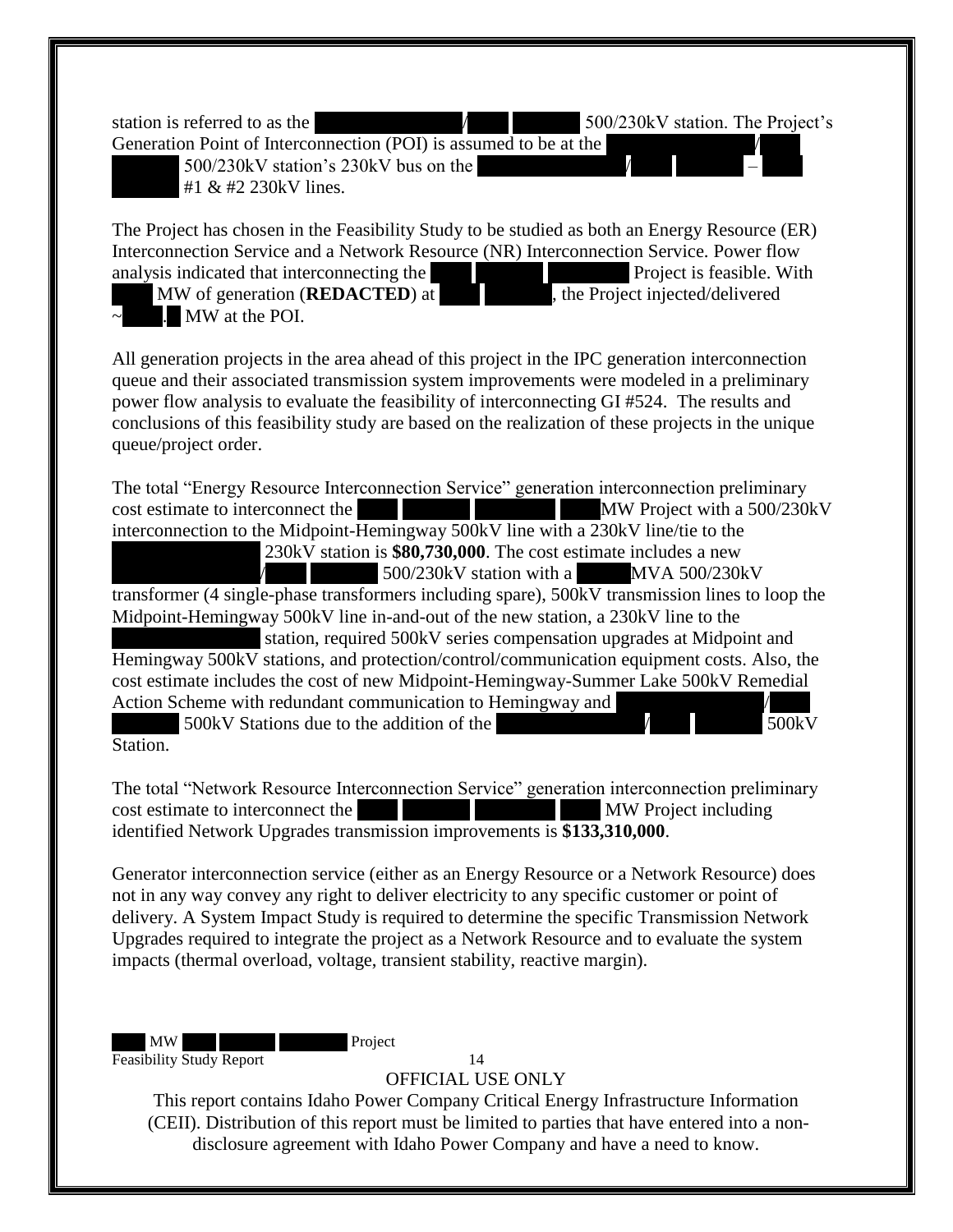station is referred to as the [REDACTED]/[REDACTED] 500/230kV station. The Project's Generation Point of Interconnection (POI) is assumed to be at the [REDACTED]/[REDACTED] 500/230kV station's 230kV bus on the [REDACTED]/[REDACTED] – [REDACTED] #1 & #2 230kV lines.

The Project has chosen in the Feasibility Study to be studied as both an Energy Resource (ER) Interconnection Service and a Network Resource (NR) Interconnection Service. Power flow analysis indicated that interconnecting the [REDACTED] Project is feasible. With [REDACTED] MW of generation (**REDACTED**) at [REDACTED], the Project injected/delivered ~[REDACTED] MW at the POI.

All generation projects in the area ahead of this project in the IPC generation interconnection queue and their associated transmission system improvements were modeled in a preliminary power flow analysis to evaluate the feasibility of interconnecting GI #524. The results and conclusions of this feasibility study are based on the realization of these projects in the unique queue/project order.

The total "Energy Resource Interconnection Service" generation interconnection preliminary cost estimate to interconnect the [REDACTED] MW Project with a 500/230kV interconnection to the Midpoint-Hemingway 500kV line with a 230kV line/tie to the [REDACTED] 230kV station is **$80,730,000**. The cost estimate includes a new [REDACTED]/[REDACTED] 500/230kV station with a [REDACTED] MVA 500/230kV transformer (4 single-phase transformers including spare), 500kV transmission lines to loop the Midpoint-Hemingway 500kV line in-and-out of the new station, a 230kV line to the [REDACTED] station, required 500kV series compensation upgrades at Midpoint and Hemingway 500kV stations, and protection/control/communication equipment costs. Also, the cost estimate includes the cost of new Midpoint-Hemingway-Summer Lake 500kV Remedial Action Scheme with redundant communication to Hemingway and [REDACTED]/[REDACTED] 500kV Stations due to the addition of the [REDACTED]/[REDACTED] 500kV Station.

The total "Network Resource Interconnection Service" generation interconnection preliminary cost estimate to interconnect the [REDACTED] MW Project including identified Network Upgrades transmission improvements is **$133,310,000**.

Generator interconnection service (either as an Energy Resource or a Network Resource) does not in any way convey any right to deliver electricity to any specific customer or point of delivery. A System Impact Study is required to determine the specific Transmission Network Upgrades required to integrate the project as a Network Resource and to evaluate the system impacts (thermal overload, voltage, transient stability, reactive margin).

OFFICIAL USE ONLY

This report contains Idaho Power Company Critical Energy Infrastructure Information (CEII). Distribution of this report must be limited to parties that have entered into a non-disclosure agreement with Idaho Power Company and have a need to know.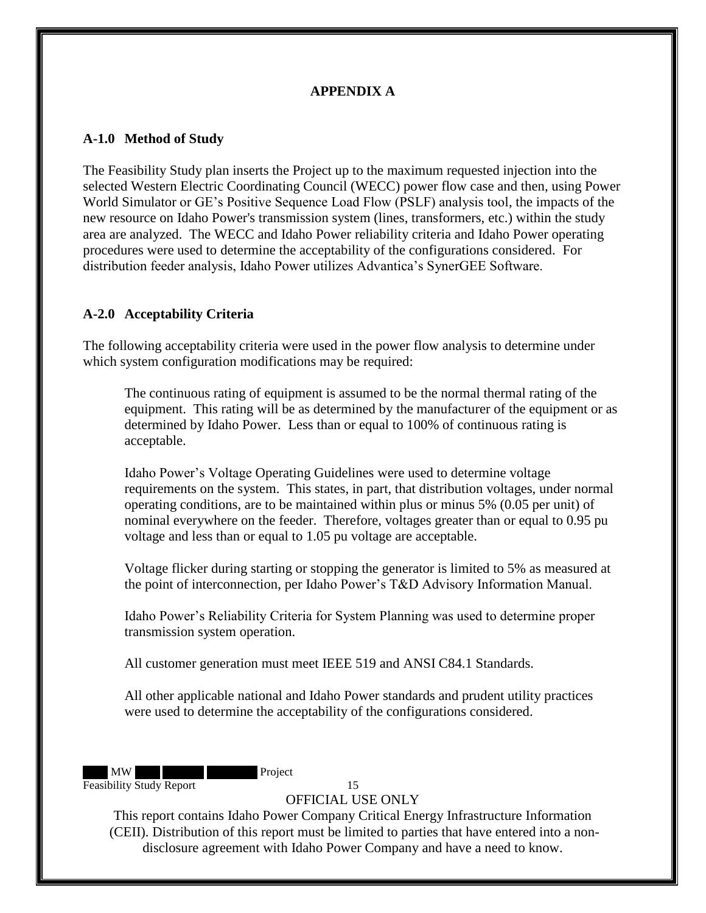# APPENDIX A

## A-1.0 Method of Study

The Feasibility Study plan inserts the Project up to the maximum requested injection into the selected Western Electric Coordinating Council (WECC) power flow case and then, using Power World Simulator or GE's Positive Sequence Load Flow (PSLF) analysis tool, the impacts of the new resource on Idaho Power's transmission system (lines, transformers, etc.) within the study area are analyzed. The WECC and Idaho Power reliability criteria and Idaho Power operating procedures were used to determine the acceptability of the configurations considered. For distribution feeder analysis, Idaho Power utilizes Advantica's SynerGEE Software.

## A-2.0 Acceptability Criteria

The following acceptability criteria were used in the power flow analysis to determine under which system configuration modifications may be required:

The continuous rating of equipment is assumed to be the normal thermal rating of the equipment. This rating will be as determined by the manufacturer of the equipment or as determined by Idaho Power. Less than or equal to 100% of continuous rating is acceptable.

Idaho Power's Voltage Operating Guidelines were used to determine voltage requirements on the system. This states, in part, that distribution voltages, under normal operating conditions, are to be maintained within plus or minus 5% (0.05 per unit) of nominal everywhere on the feeder. Therefore, voltages greater than or equal to 0.95 pu voltage and less than or equal to 1.05 pu voltage are acceptable.

Voltage flicker during starting or stopping the generator is limited to 5% as measured at the point of interconnection, per Idaho Power's T&D Advisory Information Manual.

Idaho Power's Reliability Criteria for System Planning was used to determine proper transmission system operation.

All customer generation must meet IEEE 519 and ANSI C84.1 Standards.

All other applicable national and Idaho Power standards and prudent utility practices were used to determine the acceptability of the configurations considered.

OFFICIAL USE ONLY

This report contains Idaho Power Company Critical Energy Infrastructure Information (CEII). Distribution of this report must be limited to parties that have entered into a non-disclosure agreement with Idaho Power Company and have a need to know.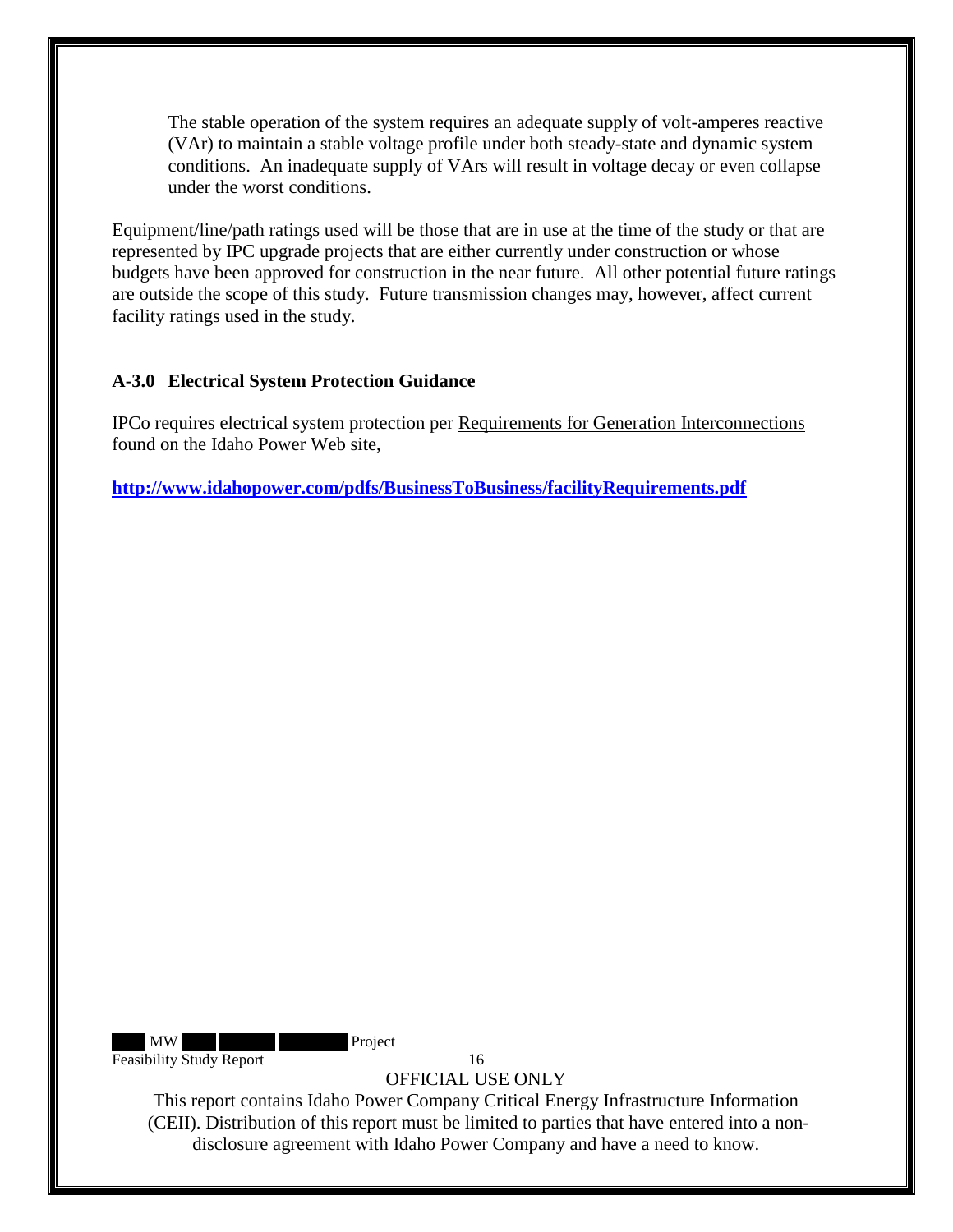The stable operation of the system requires an adequate supply of volt-amperes reactive (VAr) to maintain a stable voltage profile under both steady-state and dynamic system conditions. An inadequate supply of VArs will result in voltage decay or even collapse under the worst conditions.

Equipment/line/path ratings used will be those that are in use at the time of the study or that are represented by IPC upgrade projects that are either currently under construction or whose budgets have been approved for construction in the near future. All other potential future ratings are outside the scope of this study. Future transmission changes may, however, affect current facility ratings used in the study.

### A-3.0 Electrical System Protection Guidance

IPCo requires electrical system protection per Requirements for Generation Interconnections found on the Idaho Power Web site,

**http://www.idahopower.com/pdfs/BusinessToBusiness/facilityRequirements.pdf**

OFFICIAL USE ONLY

This report contains Idaho Power Company Critical Energy Infrastructure Information (CEII). Distribution of this report must be limited to parties that have entered into a non-disclosure agreement with Idaho Power Company and have a need to know.